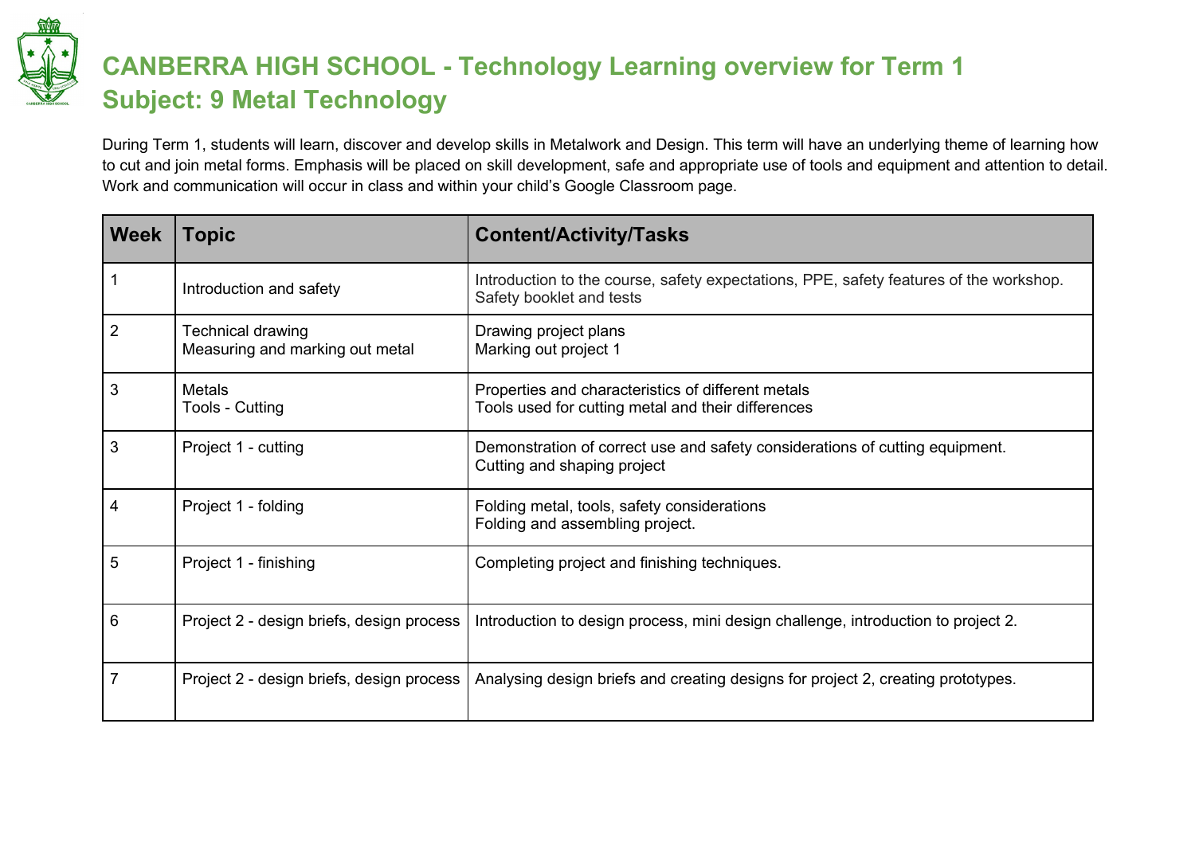# CANBERRA HIGH SCHOOL - Technology Learning overview for Term 1
## Subject: 9 Metal Technology

During Term 1, students will learn, discover and develop skills in Metalwork and Design. This term will have an underlying theme of learning how to cut and join metal forms. Emphasis will be placed on skill development, safe and appropriate use of tools and equipment and attention to detail. Work and communication will occur in class and within your child's Google Classroom page.

| Week | Topic | Content/Activity/Tasks |
|---|---|---|
| 1 | Introduction and safety | Introduction to the course, safety expectations, PPE, safety features of the workshop.<br>Safety booklet and tests |
| 2 | Technical drawing<br>Measuring and marking out metal | Drawing project plans<br>Marking out project 1 |
| 3 | Metals<br>Tools - Cutting | Properties and characteristics of different metals<br>Tools used for cutting metal and their differences |
| 3 | Project 1 - cutting | Demonstration of correct use and safety considerations of cutting equipment.<br>Cutting and shaping project |
| 4 | Project 1 - folding | Folding metal, tools, safety considerations<br>Folding and assembling project. |
| 5 | Project 1 - finishing | Completing project and finishing techniques. |
| 6 | Project 2 - design briefs, design process | Introduction to design process, mini design challenge, introduction to project 2. |
| 7 | Project 2 - design briefs, design process | Analysing design briefs and creating designs for project 2, creating prototypes. |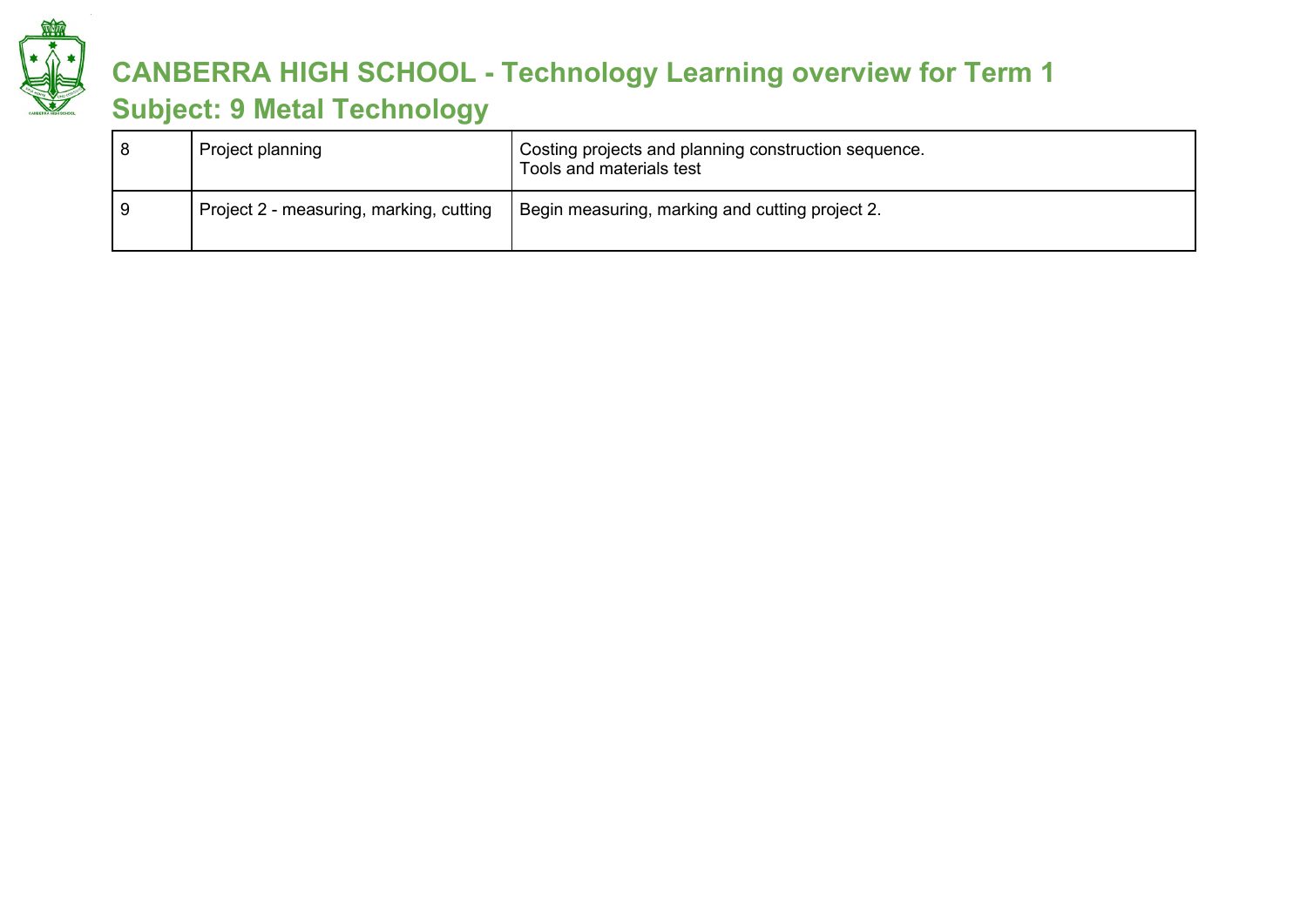# CANBERRA HIGH SCHOOL - Technology Learning overview for Term 1
## Subject: 9 Metal Technology

| | | |
|---|---|---|
| 8 | Project planning | Costing projects and planning construction sequence.<br>Tools and materials test |
| 9 | Project 2 - measuring, marking, cutting | Begin measuring, marking and cutting project 2. |